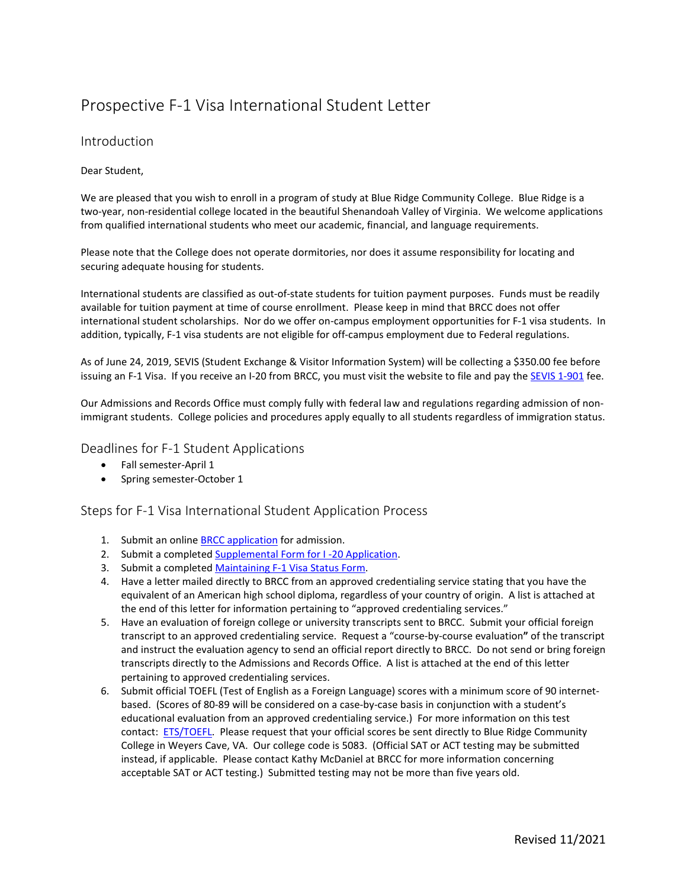# Prospective F-1 Visa International Student Letter

## Introduction

Dear Student,

We are pleased that you wish to enroll in a program of study at Blue Ridge Community College. Blue Ridge is a two-year, non-residential college located in the beautiful Shenandoah Valley of Virginia. We welcome applications from qualified international students who meet our academic, financial, and language requirements.

Please note that the College does not operate dormitories, nor does it assume responsibility for locating and securing adequate housing for students.

International students are classified as out-of-state students for tuition payment purposes. Funds must be readily available for tuition payment at time of course enrollment. Please keep in mind that BRCC does not offer international student scholarships. Nor do we offer on-campus employment opportunities for F-1 visa students. In addition, typically, F-1 visa students are not eligible for off-campus employment due to Federal regulations.

As of June 24, 2019, SEVIS (Student Exchange & Visitor Information System) will be collecting a $350.00 fee before issuing an F-1 Visa. If you receive an I-20 from BRCC, you must visit the website to file and pay the SEVIS 1-901 fee.

Our Admissions and Records Office must comply fully with federal law and regulations regarding admission of non-immigrant students. College policies and procedures apply equally to all students regardless of immigration status.

## Deadlines for F-1 Student Applications

- Fall semester-April 1
- Spring semester-October 1

## Steps for F-1 Visa International Student Application Process

1. Submit an online BRCC application for admission.
2. Submit a completed Supplemental Form for I -20 Application.
3. Submit a completed Maintaining F-1 Visa Status Form.
4. Have a letter mailed directly to BRCC from an approved credentialing service stating that you have the equivalent of an American high school diploma, regardless of your country of origin. A list is attached at the end of this letter for information pertaining to "approved credentialing services."
5. Have an evaluation of foreign college or university transcripts sent to BRCC. Submit your official foreign transcript to an approved credentialing service. Request a "course-by-course evaluation**"** of the transcript and instruct the evaluation agency to send an official report directly to BRCC. Do not send or bring foreign transcripts directly to the Admissions and Records Office. A list is attached at the end of this letter pertaining to approved credentialing services.
6. Submit official TOEFL (Test of English as a Foreign Language) scores with a minimum score of 90 internet-based. (Scores of 80-89 will be considered on a case-by-case basis in conjunction with a student's educational evaluation from an approved credentialing service.) For more information on this test contact: ETS/TOEFL. Please request that your official scores be sent directly to Blue Ridge Community College in Weyers Cave, VA. Our college code is 5083. (Official SAT or ACT testing may be submitted instead, if applicable. Please contact Kathy McDaniel at BRCC for more information concerning acceptable SAT or ACT testing.) Submitted testing may not be more than five years old.

Revised 11/2021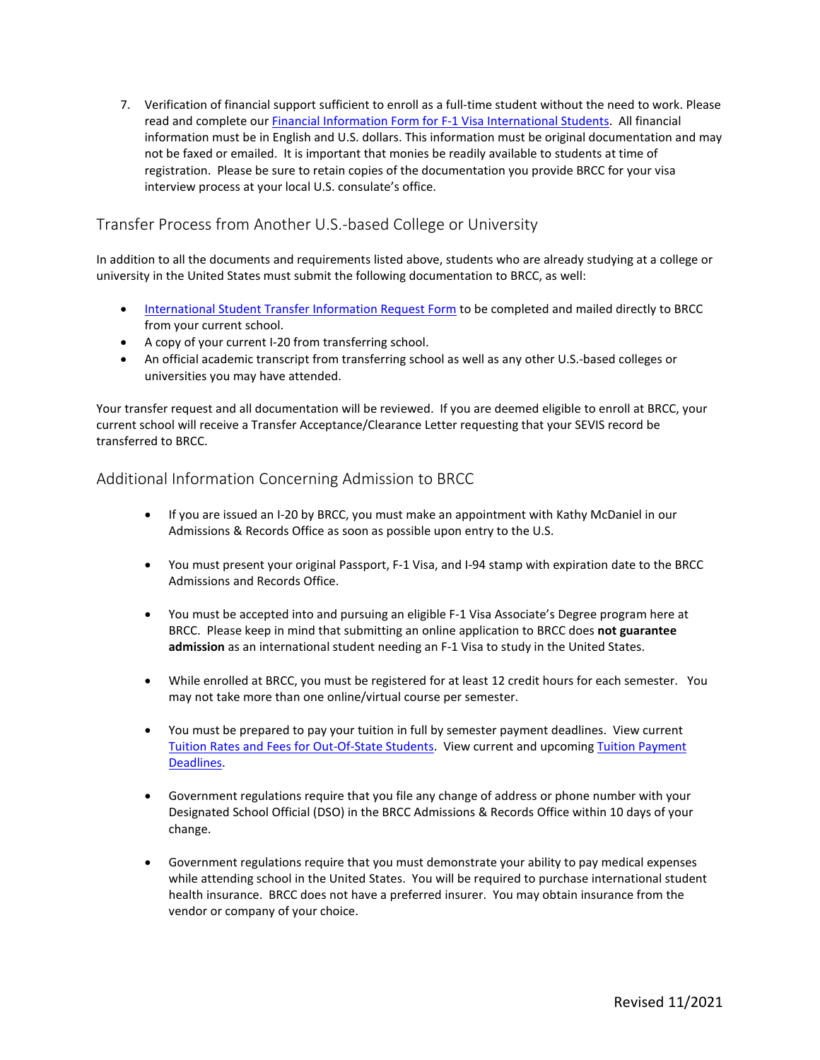7. Verification of financial support sufficient to enroll as a full-time student without the need to work. Please read and complete our Financial Information Form for F-1 Visa International Students. All financial information must be in English and U.S. dollars. This information must be original documentation and may not be faxed or emailed. It is important that monies be readily available to students at time of registration. Please be sure to retain copies of the documentation you provide BRCC for your visa interview process at your local U.S. consulate's office.

## Transfer Process from Another U.S.-based College or University

In addition to all the documents and requirements listed above, students who are already studying at a college or university in the United States must submit the following documentation to BRCC, as well:

- International Student Transfer Information Request Form to be completed and mailed directly to BRCC from your current school.
- A copy of your current I-20 from transferring school.
- An official academic transcript from transferring school as well as any other U.S.-based colleges or universities you may have attended.

Your transfer request and all documentation will be reviewed. If you are deemed eligible to enroll at BRCC, your current school will receive a Transfer Acceptance/Clearance Letter requesting that your SEVIS record be transferred to BRCC.

## Additional Information Concerning Admission to BRCC

- If you are issued an I-20 by BRCC, you must make an appointment with Kathy McDaniel in our Admissions & Records Office as soon as possible upon entry to the U.S.

- You must present your original Passport, F-1 Visa, and I-94 stamp with expiration date to the BRCC Admissions and Records Office.

- You must be accepted into and pursuing an eligible F-1 Visa Associate's Degree program here at BRCC. Please keep in mind that submitting an online application to BRCC does **not guarantee admission** as an international student needing an F-1 Visa to study in the United States.

- While enrolled at BRCC, you must be registered for at least 12 credit hours for each semester. You may not take more than one online/virtual course per semester.

- You must be prepared to pay your tuition in full by semester payment deadlines. View current Tuition Rates and Fees for Out-Of-State Students. View current and upcoming Tuition Payment Deadlines.

- Government regulations require that you file any change of address or phone number with your Designated School Official (DSO) in the BRCC Admissions & Records Office within 10 days of your change.

- Government regulations require that you must demonstrate your ability to pay medical expenses while attending school in the United States. You will be required to purchase international student health insurance. BRCC does not have a preferred insurer. You may obtain insurance from the vendor or company of your choice.

Revised 11/2021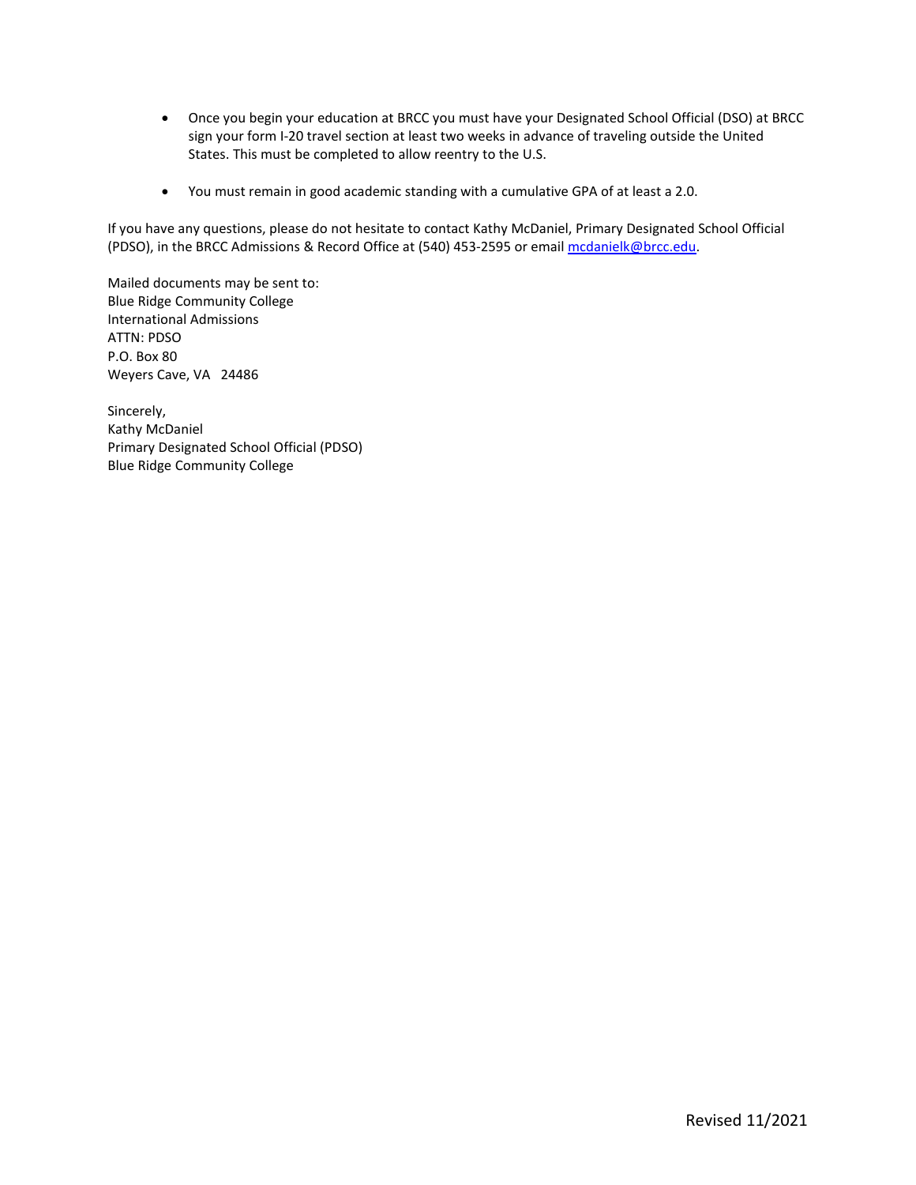- Once you begin your education at BRCC you must have your Designated School Official (DSO) at BRCC sign your form I-20 travel section at least two weeks in advance of traveling outside the United States. This must be completed to allow reentry to the U.S.

- You must remain in good academic standing with a cumulative GPA of at least a 2.0.

If you have any questions, please do not hesitate to contact Kathy McDaniel, Primary Designated School Official (PDSO), in the BRCC Admissions & Record Office at (540) 453-2595 or email mcdanielk@brcc.edu.

Mailed documents may be sent to:
Blue Ridge Community College
International Admissions
ATTN: PDSO
P.O. Box 80
Weyers Cave, VA 24486

Sincerely,
Kathy McDaniel
Primary Designated School Official (PDSO)
Blue Ridge Community College

Revised 11/2021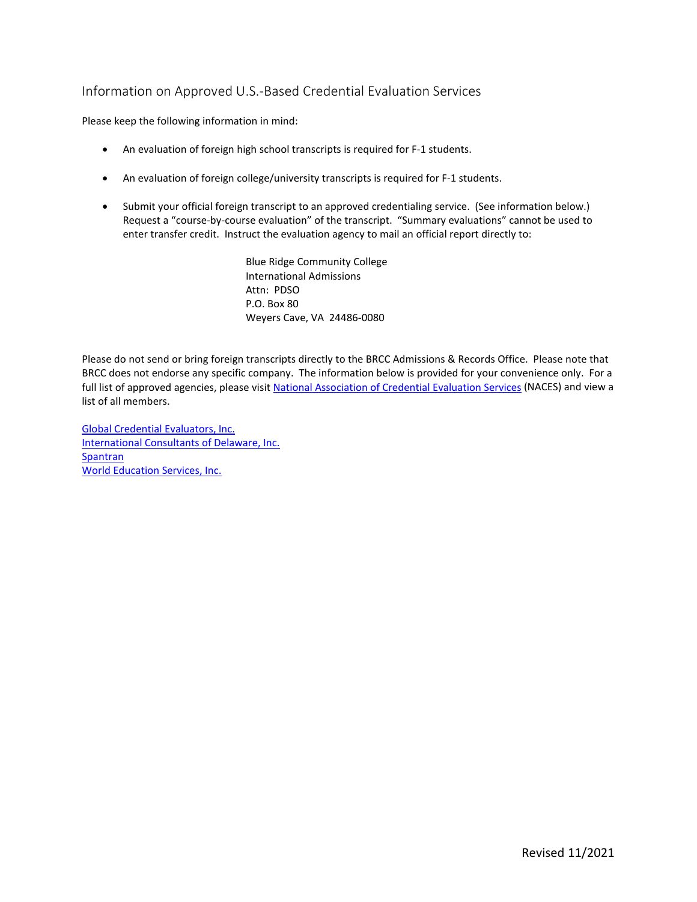## Information on Approved U.S.-Based Credential Evaluation Services

Please keep the following information in mind:

- An evaluation of foreign high school transcripts is required for F-1 students.
- An evaluation of foreign college/university transcripts is required for F-1 students.
- Submit your official foreign transcript to an approved credentialing service. (See information below.) Request a "course-by-course evaluation" of the transcript. "Summary evaluations" cannot be used to enter transfer credit. Instruct the evaluation agency to mail an official report directly to:

  Blue Ridge Community College
  International Admissions
  Attn: PDSO
  P.O. Box 80
  Weyers Cave, VA 24486-0080

Please do not send or bring foreign transcripts directly to the BRCC Admissions & Records Office. Please note that BRCC does not endorse any specific company. The information below is provided for your convenience only. For a full list of approved agencies, please visit National Association of Credential Evaluation Services (NACES) and view a list of all members.

Global Credential Evaluators, Inc.
International Consultants of Delaware, Inc.
Spantran
World Education Services, Inc.

Revised 11/2021